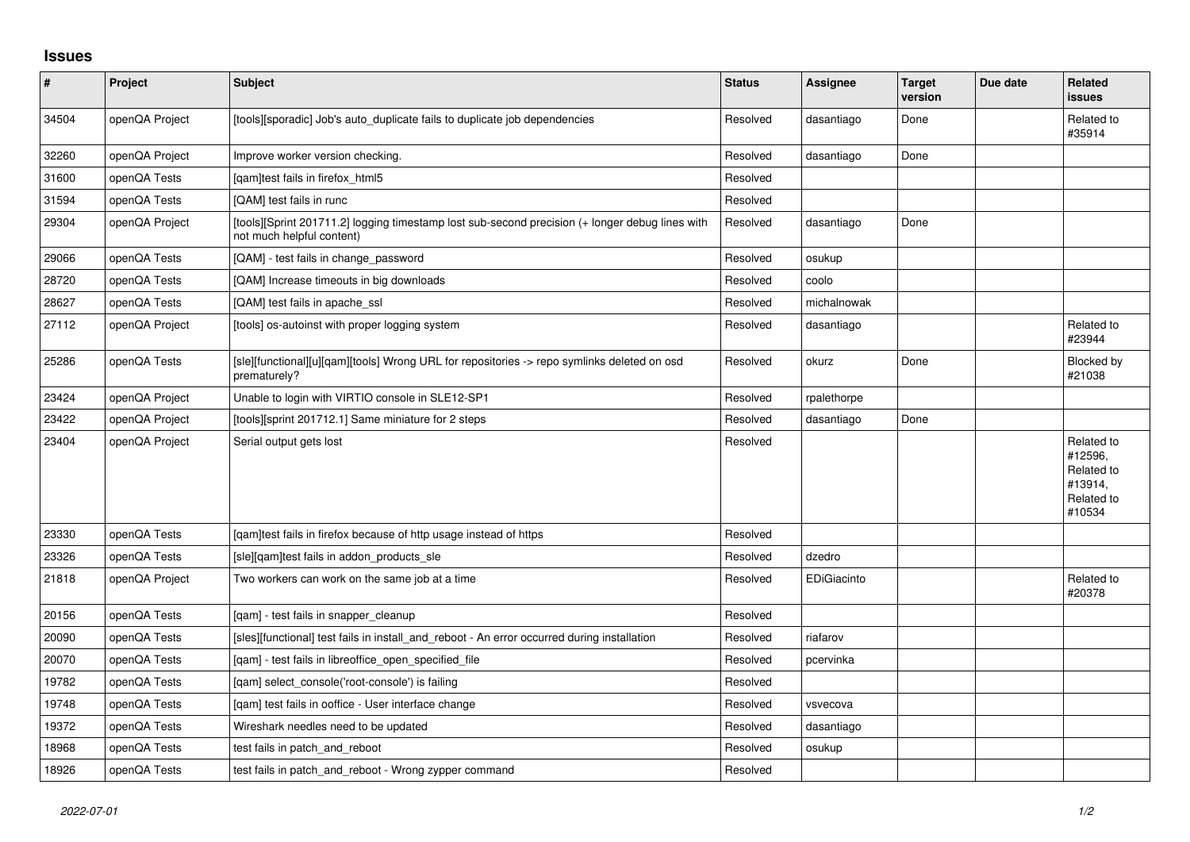# Issues

| # | Project | Subject | Status | Assignee | Target version | Due date | Related issues |
|---|---|---|---|---|---|---|---|
| 34504 | openQA Project | [tools][sporadic] Job's auto_duplicate fails to duplicate job dependencies | Resolved | dasantiago | Done | | Related to #35914 |
| 32260 | openQA Project | Improve worker version checking. | Resolved | dasantiago | Done | | |
| 31600 | openQA Tests | [qam]test fails in firefox_html5 | Resolved | | | | |
| 31594 | openQA Tests | [QAM] test fails in runc | Resolved | | | | |
| 29304 | openQA Project | [tools][Sprint 201711.2] logging timestamp lost sub-second precision (+ longer debug lines with not much helpful content) | Resolved | dasantiago | Done | | |
| 29066 | openQA Tests | [QAM] - test fails in change_password | Resolved | osukup | | | |
| 28720 | openQA Tests | [QAM] Increase timeouts in big downloads | Resolved | coolo | | | |
| 28627 | openQA Tests | [QAM] test fails in apache_ssl | Resolved | michalnowak | | | |
| 27112 | openQA Project | [tools] os-autoinst with proper logging system | Resolved | dasantiago | | | Related to #23944 |
| 25286 | openQA Tests | [sle][functional][u][qam][tools] Wrong URL for repositories -> repo symlinks deleted on osd prematurely? | Resolved | okurz | Done | | Blocked by #21038 |
| 23424 | openQA Project | Unable to login with VIRTIO console in SLE12-SP1 | Resolved | rpalethorpe | | | |
| 23422 | openQA Project | [tools][sprint 201712.1] Same miniature for 2 steps | Resolved | dasantiago | Done | | |
| 23404 | openQA Project | Serial output gets lost | Resolved | | | | Related to #12596, Related to #13914, Related to #10534 |
| 23330 | openQA Tests | [qam]test fails in firefox because of http usage instead of https | Resolved | | | | |
| 23326 | openQA Tests | [sle][qam]test fails in addon_products_sle | Resolved | dzedro | | | |
| 21818 | openQA Project | Two workers can work on the same job at a time | Resolved | EDiGiacinto | | | Related to #20378 |
| 20156 | openQA Tests | [qam] - test fails in snapper_cleanup | Resolved | | | | |
| 20090 | openQA Tests | [sles][functional] test fails in install_and_reboot - An error occurred during installation | Resolved | riafarov | | | |
| 20070 | openQA Tests | [qam] - test fails in libreoffice_open_specified_file | Resolved | pcervinka | | | |
| 19782 | openQA Tests | [qam] select_console('root-console') is failing | Resolved | | | | |
| 19748 | openQA Tests | [qam] test fails in ooffice - User interface change | Resolved | vsvecova | | | |
| 19372 | openQA Tests | Wireshark needles need to be updated | Resolved | dasantiago | | | |
| 18968 | openQA Tests | test fails in patch_and_reboot | Resolved | osukup | | | |
| 18926 | openQA Tests | test fails in patch_and_reboot - Wrong zypper command | Resolved | | | | |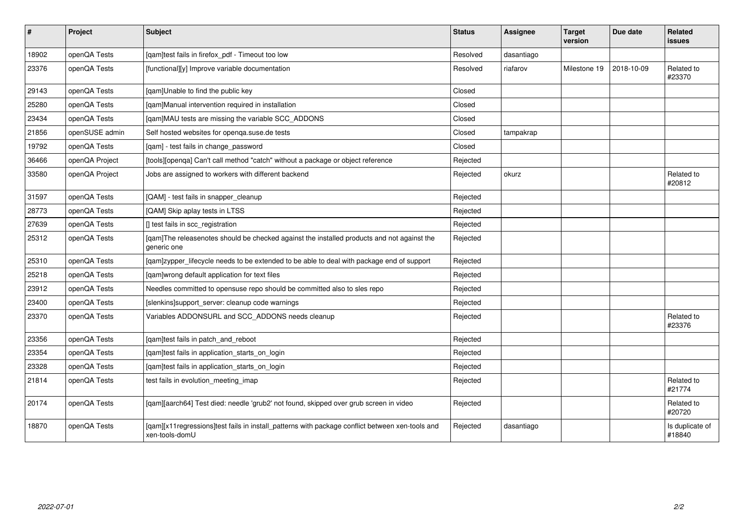| # | Project | Subject | Status | Assignee | Target version | Due date | Related issues |
|---|---|---|---|---|---|---|---|
| 18902 | openQA Tests | [qam]test fails in firefox_pdf - Timeout too low | Resolved | dasantiago | | | |
| 23376 | openQA Tests | [functional][y] Improve variable documentation | Resolved | riafarov | Milestone 19 | 2018-10-09 | Related to #23370 |
| 29143 | openQA Tests | [qam]Unable to find the public key | Closed | | | | |
| 25280 | openQA Tests | [qam]Manual intervention required in installation | Closed | | | | |
| 23434 | openQA Tests | [qam]MAU tests are missing the variable SCC_ADDONS | Closed | | | | |
| 21856 | openSUSE admin | Self hosted websites for openqa.suse.de tests | Closed | tampakrap | | | |
| 19792 | openQA Tests | [qam] - test fails in change_password | Closed | | | | |
| 36466 | openQA Project | [tools][openqa] Can't call method "catch" without a package or object reference | Rejected | | | | |
| 33580 | openQA Project | Jobs are assigned to workers with different backend | Rejected | okurz | | | Related to #20812 |
| 31597 | openQA Tests | [QAM] - test fails in snapper_cleanup | Rejected | | | | |
| 28773 | openQA Tests | [QAM] Skip aplay tests in LTSS | Rejected | | | | |
| 27639 | openQA Tests | [] test fails in scc_registration | Rejected | | | | |
| 25312 | openQA Tests | [qam]The releasenotes should be checked against the installed products and not against the generic one | Rejected | | | | |
| 25310 | openQA Tests | [qam]zypper_lifecycle needs to be extended to be able to deal with package end of support | Rejected | | | | |
| 25218 | openQA Tests | [qam]wrong default application for text files | Rejected | | | | |
| 23912 | openQA Tests | Needles committed to opensuse repo should be committed also to sles repo | Rejected | | | | |
| 23400 | openQA Tests | [slenkins]support_server: cleanup code warnings | Rejected | | | | |
| 23370 | openQA Tests | Variables ADDONSURL and SCC_ADDONS needs cleanup | Rejected | | | | Related to #23376 |
| 23356 | openQA Tests | [qam]test fails in patch_and_reboot | Rejected | | | | |
| 23354 | openQA Tests | [qam]test fails in application_starts_on_login | Rejected | | | | |
| 23328 | openQA Tests | [qam]test fails in application_starts_on_login | Rejected | | | | |
| 21814 | openQA Tests | test fails in evolution_meeting_imap | Rejected | | | | Related to #21774 |
| 20174 | openQA Tests | [qam][aarch64] Test died: needle 'grub2' not found, skipped over grub screen in video | Rejected | | | | Related to #20720 |
| 18870 | openQA Tests | [qam][x11regressions]test fails in install_patterns with package conflict between xen-tools and xen-tools-domU | Rejected | dasantiago | | | Is duplicate of #18840 |